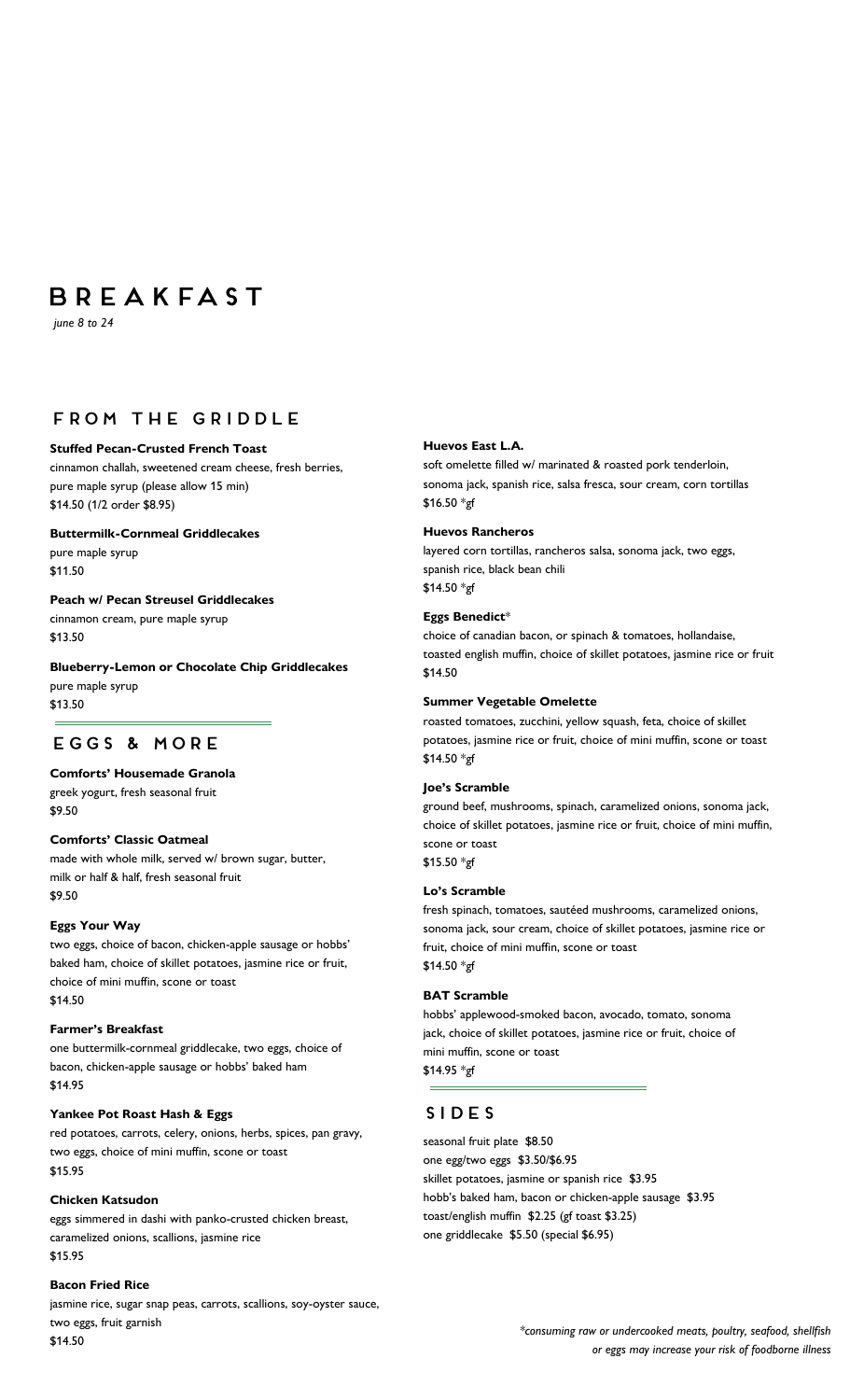# BREAKFAST

*june 8 to 24*

## FROM THE GRIDDLE

**Stuffed Pecan-Crusted French Toast**
cinnamon challah, sweetened cream cheese, fresh berries, pure maple syrup (please allow 15 min)
$14.50 (1/2 order $8.95)

**Buttermilk-Cornmeal Griddlecakes**
pure maple syrup
$11.50

**Peach w/ Pecan Streusel Griddlecakes**
cinnamon cream, pure maple syrup
$13.50

**Blueberry-Lemon or Chocolate Chip Griddlecakes**
pure maple syrup
$13.50

## EGGS & MORE

**Comforts' Housemade Granola**
greek yogurt, fresh seasonal fruit
$9.50

**Comforts' Classic Oatmeal**
made with whole milk, served w/ brown sugar, butter, milk or half & half, fresh seasonal fruit
$9.50

**Eggs Your Way**
two eggs, choice of bacon, chicken-apple sausage or hobbs' baked ham, choice of skillet potatoes, jasmine rice or fruit, choice of mini muffin, scone or toast
$14.50

**Farmer's Breakfast**
one buttermilk-cornmeal griddlecake, two eggs, choice of bacon, chicken-apple sausage or hobbs' baked ham
$14.95

**Yankee Pot Roast Hash & Eggs**
red potatoes, carrots, celery, onions, herbs, spices, pan gravy, two eggs, choice of mini muffin, scone or toast
$15.95

**Chicken Katsudon**
eggs simmered in dashi with panko-crusted chicken breast, caramelized onions, scallions, jasmine rice
$15.95

**Bacon Fried Rice**
jasmine rice, sugar snap peas, carrots, scallions, soy-oyster sauce, two eggs, fruit garnish
$14.50

**Huevos East L.A.**
soft omelette filled w/ marinated & roasted pork tenderloin, sonoma jack, spanish rice, salsa fresca, sour cream, corn tortillas
$16.50 *gf

**Huevos Rancheros**
layered corn tortillas, rancheros salsa, sonoma jack, two eggs, spanish rice, black bean chili
$14.50 *gf

**Eggs Benedict***
choice of canadian bacon, or spinach & tomatoes, hollandaise, toasted english muffin, choice of skillet potatoes, jasmine rice or fruit
$14.50

**Summer Vegetable Omelette**
roasted tomatoes, zucchini, yellow squash, feta, choice of skillet potatoes, jasmine rice or fruit, choice of mini muffin, scone or toast
$14.50 *gf

**Joe's Scramble**
ground beef, mushrooms, spinach, caramelized onions, sonoma jack, choice of skillet potatoes, jasmine rice or fruit, choice of mini muffin, scone or toast
$15.50 *gf

**Lo's Scramble**
fresh spinach, tomatoes, sautéed mushrooms, caramelized onions, sonoma jack, sour cream, choice of skillet potatoes, jasmine rice or fruit, choice of mini muffin, scone or toast
$14.50 *gf

**BAT Scramble**
hobbs' applewood-smoked bacon, avocado, tomato, sonoma jack, choice of skillet potatoes, jasmine rice or fruit, choice of mini muffin, scone or toast
$14.95 *gf

## SIDES

seasonal fruit plate $8.50
one egg/two eggs $3.50/$6.95
skillet potatoes, jasmine or spanish rice $3.95
hobb's baked ham, bacon or chicken-apple sausage $3.95
toast/english muffin $2.25 (gf toast $3.25)
one griddlecake $5.50 (special $6.95)

*\*consuming raw or undercooked meats, poultry, seafood, shellfish or eggs may increase your risk of foodborne illness*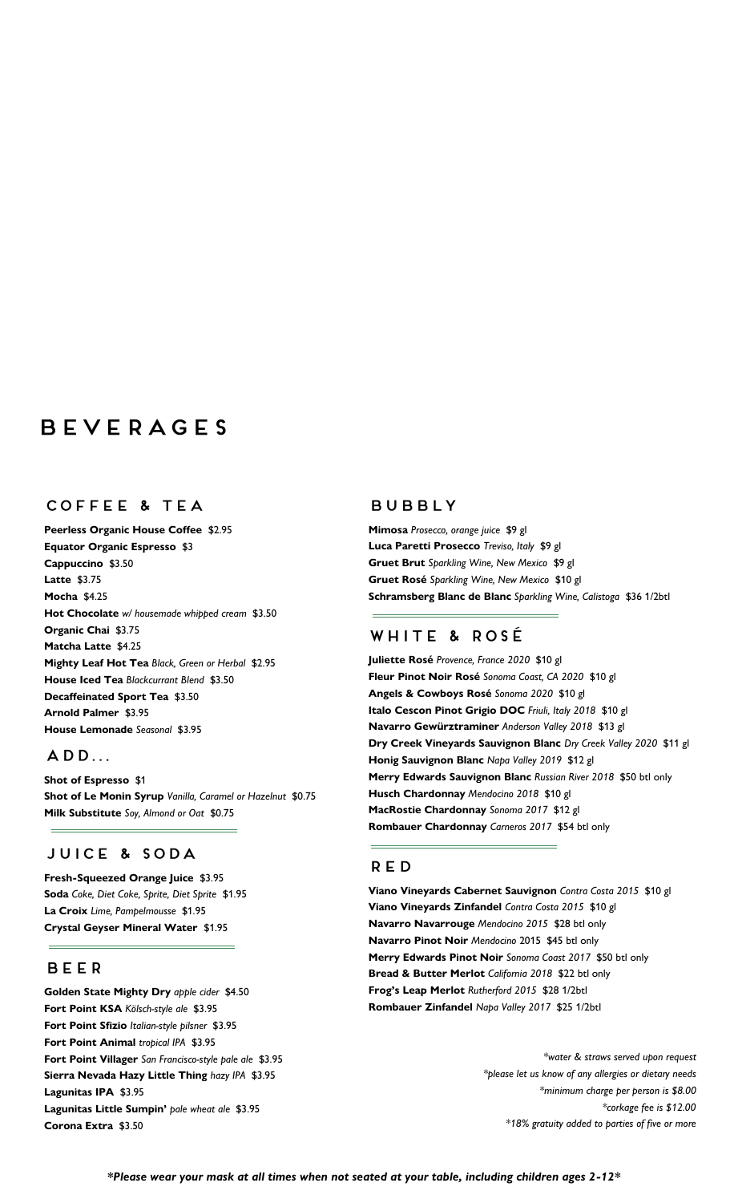# BEVERAGES

## COFFEE & TEA

**Peerless Organic House Coffee** $2.95
**Equator Organic Espresso** $3
**Cappuccino** $3.50
**Latte** $3.75
**Mocha** $4.25
**Hot Chocolate** *w/ housemade whipped cream* $3.50
**Organic Chai** $3.75
**Matcha Latte** $4.25
**Mighty Leaf Hot Tea** *Black, Green or Herbal* $2.95
**House Iced Tea** *Blackcurrant Blend* $3.50
**Decaffeinated Sport Tea** $3.50
**Arnold Palmer** $3.95
**House Lemonade** *Seasonal* $3.95

## ADD...

**Shot of Espresso** $1
**Shot of Le Monin Syrup** *Vanilla, Caramel or Hazelnut* $0.75
**Milk Substitute** *Soy, Almond or Oat* $0.75

## JUICE & SODA

**Fresh-Squeezed Orange Juice** $3.95
**Soda** *Coke, Diet Coke, Sprite, Diet Sprite* $1.95
**La Croix** *Lime, Pampelmousse* $1.95
**Crystal Geyser Mineral Water** $1.95

## BEER

**Golden State Mighty Dry** *apple cider* $4.50
**Fort Point KSA** *Kölsch-style ale* $3.95
**Fort Point Sfizio** *Italian-style pilsner* $3.95
**Fort Point Animal** *tropical IPA* $3.95
**Fort Point Villager** *San Francisco-style pale ale* $3.95
**Sierra Nevada Hazy Little Thing** *hazy IPA* $3.95
**Lagunitas IPA** $3.95
**Lagunitas Little Sumpin'** *pale wheat ale* $3.95
**Corona Extra** $3.50

## BUBBLY

**Mimosa** *Prosecco, orange juice* $9 gl
**Luca Paretti Prosecco** *Treviso, Italy* $9 gl
**Gruet Brut** *Sparkling Wine, New Mexico* $9 gl
**Gruet Rosé** *Sparkling Wine, New Mexico* $10 gl
**Schramsberg Blanc de Blanc** *Sparkling Wine, Calistoga* $36 1/2btl

## WHITE & ROSÉ

**Juliette Rosé** *Provence, France 2020* $10 gl
**Fleur Pinot Noir Rosé** *Sonoma Coast, CA 2020* $10 gl
**Angels & Cowboys Rosé** *Sonoma 2020* $10 gl
**Italo Cescon Pinot Grigio DOC** *Friuli, Italy 2018* $10 gl
**Navarro Gewürztraminer** *Anderson Valley 2018* $13 gl
**Dry Creek Vineyards Sauvignon Blanc** *Dry Creek Valley 2020* $11 gl
**Honig Sauvignon Blanc** *Napa Valley 2019* $12 gl
**Merry Edwards Sauvignon Blanc** *Russian River 2018* $50 btl only
**Husch Chardonnay** *Mendocino 2018* $10 gl
**MacRostie Chardonnay** *Sonoma 2017* $12 gl
**Rombauer Chardonnay** *Carneros 2017* $54 btl only

## RED

**Viano Vineyards Cabernet Sauvignon** *Contra Costa 2015* $10 gl
**Viano Vineyards Zinfandel** *Contra Costa 2015* $10 gl
**Navarro Navarrouge** *Mendocino 2015* $28 btl only
**Navarro Pinot Noir** *Mendocino* 2015 $45 btl only
**Merry Edwards Pinot Noir** *Sonoma Coast 2017* $50 btl only
**Bread & Butter Merlot** *California 2018* $22 btl only
**Frog's Leap Merlot** *Rutherford 2015* $28 1/2btl
**Rombauer Zinfandel** *Napa Valley 2017* $25 1/2btl

*\*water & straws served upon request*
*\*please let us know of any allergies or dietary needs*
*\*minimum charge per person is $8.00*
*\*corkage fee is $12.00*
*\*18% gratuity added to parties of five or more*

***Please wear your mask at all times when not seated at your table, including children ages 2-12***